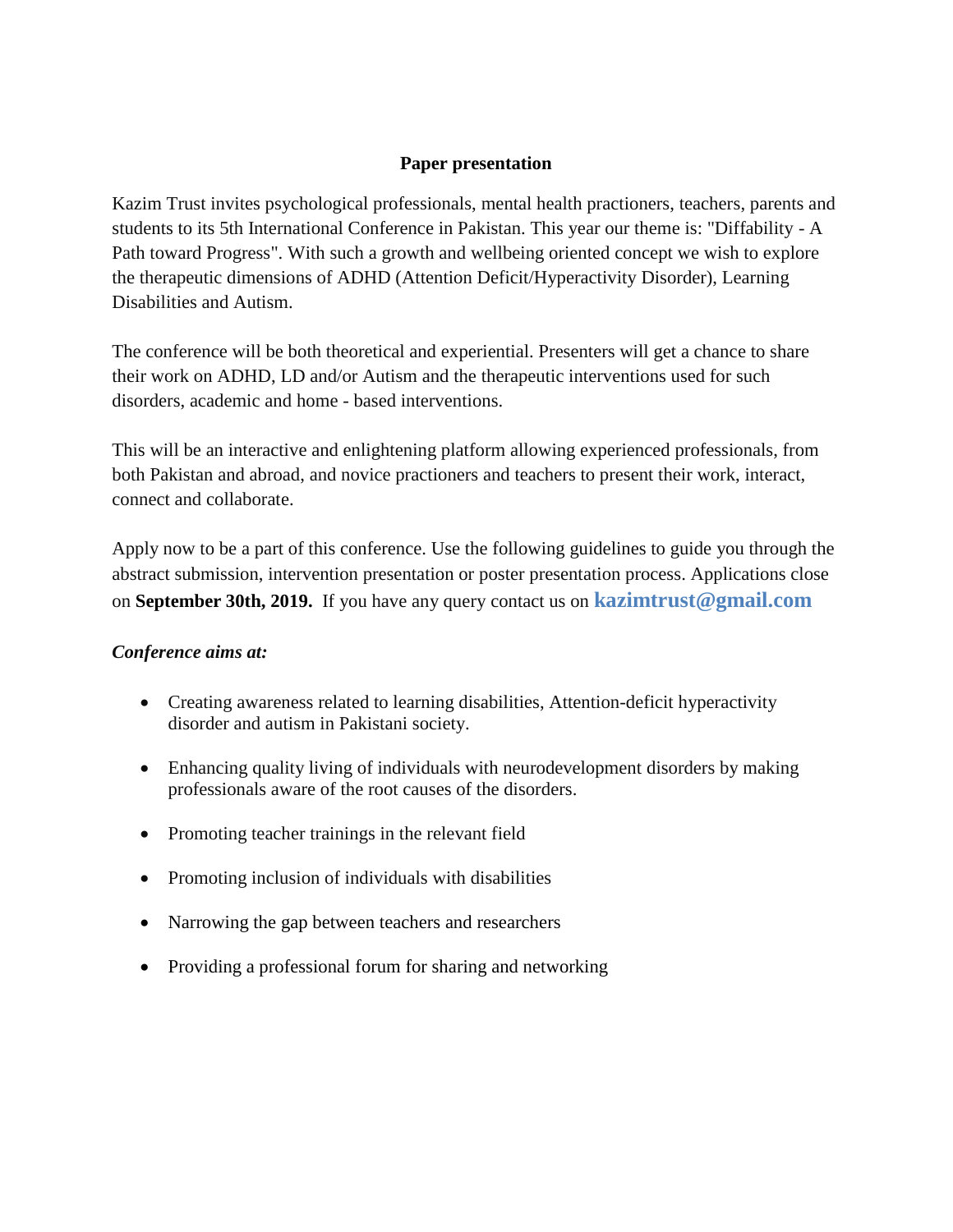## Paper presentation

Kazim Trust invites psychological professionals, mental health practioners, teachers, parents and students to its 5th International Conference in Pakistan. This year our theme is: "Diffability - A Path toward Progress". With such a growth and wellbeing oriented concept we wish to explore the therapeutic dimensions of ADHD (Attention Deficit/Hyperactivity Disorder), Learning Disabilities and Autism.

The conference will be both theoretical and experiential. Presenters will get a chance to share their work on ADHD, LD and/or Autism and the therapeutic interventions used for such disorders, academic and home - based interventions.

This will be an interactive and enlightening platform allowing experienced professionals, from both Pakistan and abroad, and novice practioners and teachers to present their work, interact, connect and collaborate.

Apply now to be a part of this conference. Use the following guidelines to guide you through the abstract submission, intervention presentation or poster presentation process. Applications close on **September 30th, 2019.** If you have any query contact us on **kazimtrust@gmail.com**

***Conference aims at:***

- Creating awareness related to learning disabilities, Attention-deficit hyperactivity disorder and autism in Pakistani society.
- Enhancing quality living of individuals with neurodevelopment disorders by making professionals aware of the root causes of the disorders.
- Promoting teacher trainings in the relevant field
- Promoting inclusion of individuals with disabilities
- Narrowing the gap between teachers and researchers
- Providing a professional forum for sharing and networking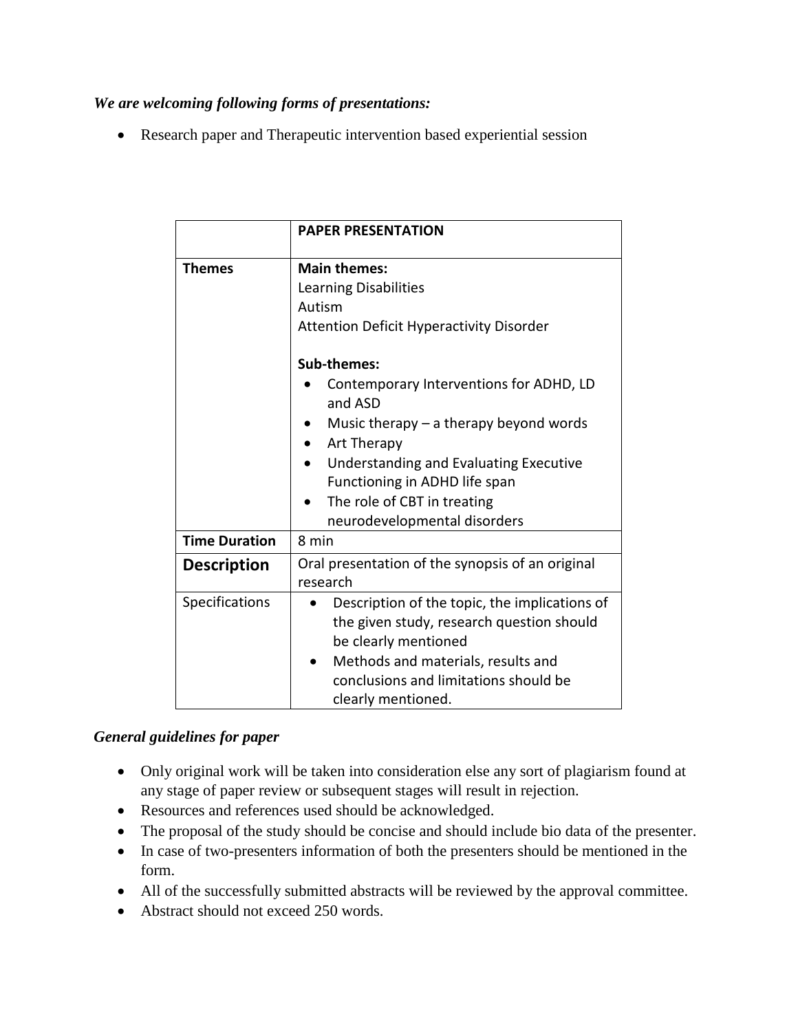***We are welcoming following forms of presentations:***

- Research paper and Therapeutic intervention based experiential session

| | **PAPER PRESENTATION** |
|---|---|
| **Themes** | **Main themes:**<br>Learning Disabilities<br>Autism<br>Attention Deficit Hyperactivity Disorder<br><br>**Sub-themes:**<br>• Contemporary Interventions for ADHD, LD and ASD<br>• Music therapy – a therapy beyond words<br>• Art Therapy<br>• Understanding and Evaluating Executive Functioning in ADHD life span<br>• The role of CBT in treating neurodevelopmental disorders |
| **Time Duration** | 8 min |
| **Description** | Oral presentation of the synopsis of an original research |
| Specifications | • Description of the topic, the implications of the given study, research question should be clearly mentioned<br>• Methods and materials, results and conclusions and limitations should be clearly mentioned. |

***General guidelines for paper***

- Only original work will be taken into consideration else any sort of plagiarism found at any stage of paper review or subsequent stages will result in rejection.
- Resources and references used should be acknowledged.
- The proposal of the study should be concise and should include bio data of the presenter.
- In case of two-presenters information of both the presenters should be mentioned in the form.
- All of the successfully submitted abstracts will be reviewed by the approval committee.
- Abstract should not exceed 250 words.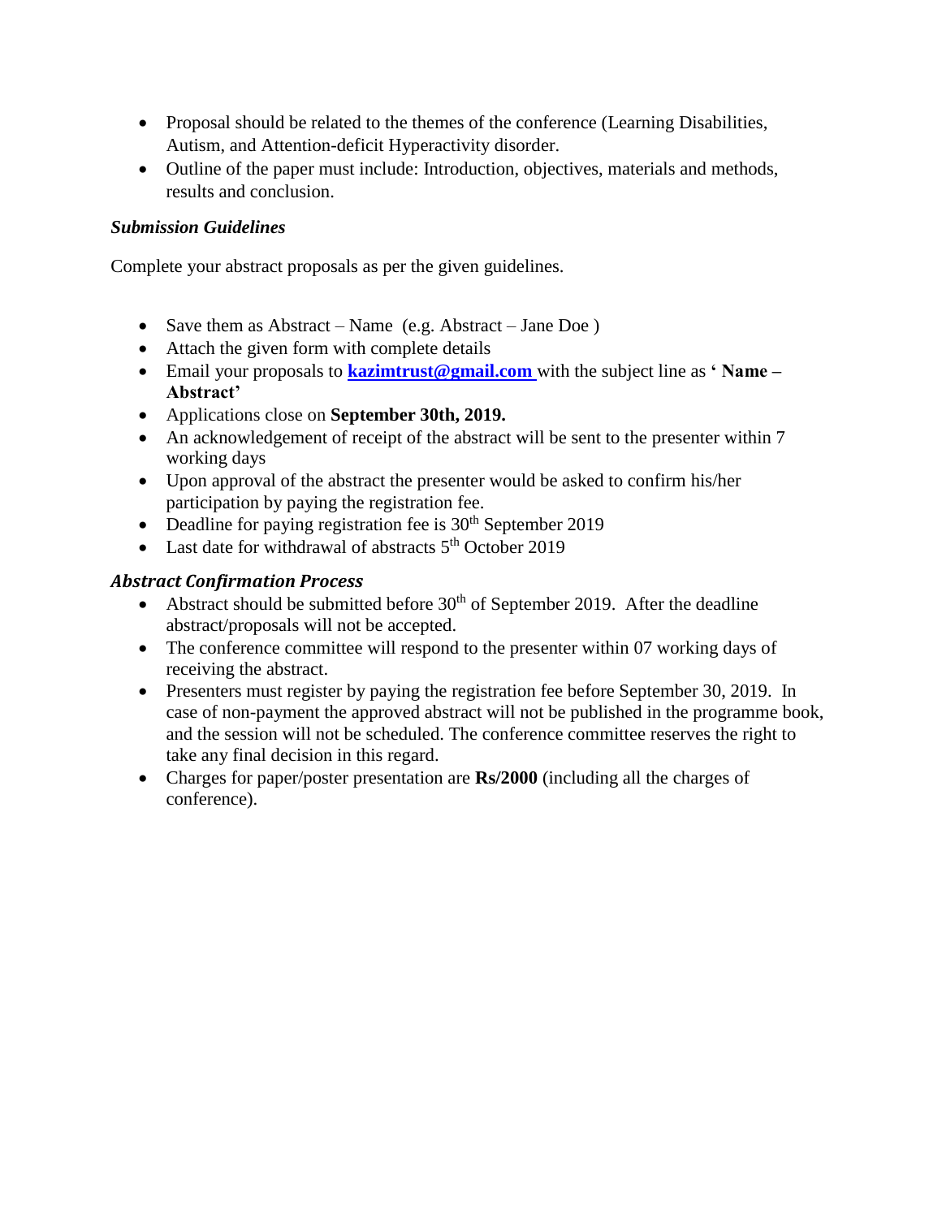- Proposal should be related to the themes of the conference (Learning Disabilities, Autism, and Attention-deficit Hyperactivity disorder.
- Outline of the paper must include: Introduction, objectives, materials and methods, results and conclusion.

***Submission Guidelines***

Complete your abstract proposals as per the given guidelines.

- Save them as Abstract – Name (e.g. Abstract – Jane Doe )
- Attach the given form with complete details
- Email your proposals to **kazimtrust@gmail.com** with the subject line as **' Name – Abstract'**
- Applications close on **September 30th, 2019.**
- An acknowledgement of receipt of the abstract will be sent to the presenter within 7 working days
- Upon approval of the abstract the presenter would be asked to confirm his/her participation by paying the registration fee.
- Deadline for paying registration fee is 30th September 2019
- Last date for withdrawal of abstracts 5th October 2019

***Abstract Confirmation Process***

- Abstract should be submitted before 30th of September 2019. After the deadline abstract/proposals will not be accepted.
- The conference committee will respond to the presenter within 07 working days of receiving the abstract.
- Presenters must register by paying the registration fee before September 30, 2019. In case of non-payment the approved abstract will not be published in the programme book, and the session will not be scheduled. The conference committee reserves the right to take any final decision in this regard.
- Charges for paper/poster presentation are **Rs/2000** (including all the charges of conference).